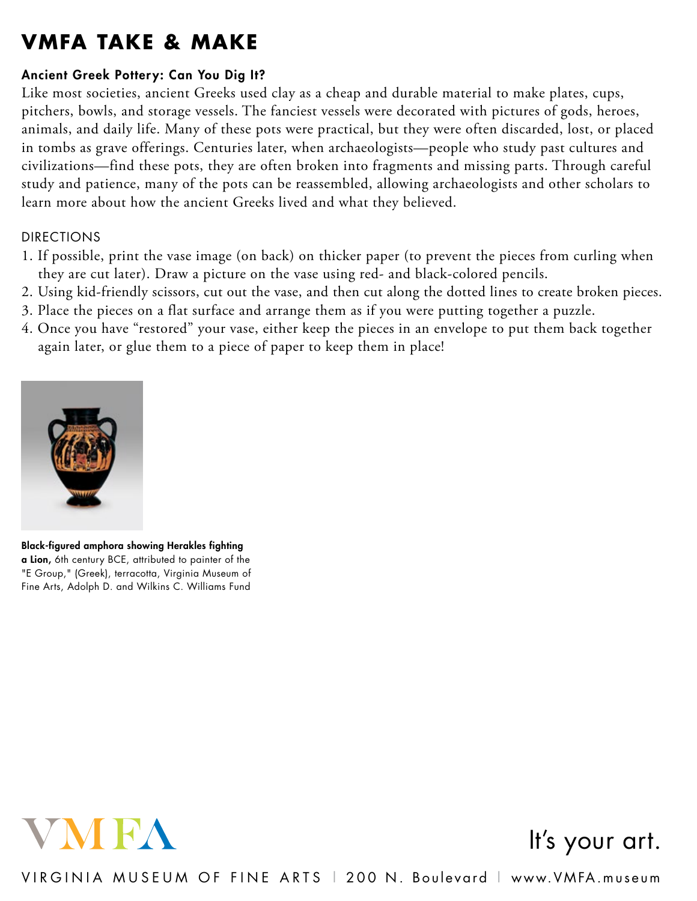# VMFA TAKE & MAKE

### Ancient Greek Pottery: Can You Dig It?

Like most societies, ancient Greeks used clay as a cheap and durable material to make plates, cups, pitchers, bowls, and storage vessels. The fanciest vessels were decorated with pictures of gods, heroes, animals, and daily life. Many of these pots were practical, but they were often discarded, lost, or placed in tombs as grave offerings. Centuries later, when archaeologists—people who study past cultures and civilizations—find these pots, they are often broken into fragments and missing parts. Through careful study and patience, many of the pots can be reassembled, allowing archaeologists and other scholars to learn more about how the ancient Greeks lived and what they believed.

DIRECTIONS

1. If possible, print the vase image (on back) on thicker paper (to prevent the pieces from curling when they are cut later). Draw a picture on the vase using red- and black-colored pencils.
2. Using kid-friendly scissors, cut out the vase, and then cut along the dotted lines to create broken pieces.
3. Place the pieces on a flat surface and arrange them as if you were putting together a puzzle.
4. Once you have "restored" your vase, either keep the pieces in an envelope to put them back together again later, or glue them to a piece of paper to keep them in place!

**Black-figured amphora showing Herakles fighting a Lion,** 6th century BCE, attributed to painter of the "E Group," (Greek), terracotta, Virginia Museum of Fine Arts, Adolph D. and Wilkins C. Williams Fund

VMFA

It's your art.

VIRGINIA MUSEUM OF FINE ARTS | 200 N. Boulevard | www.VMFA.museum